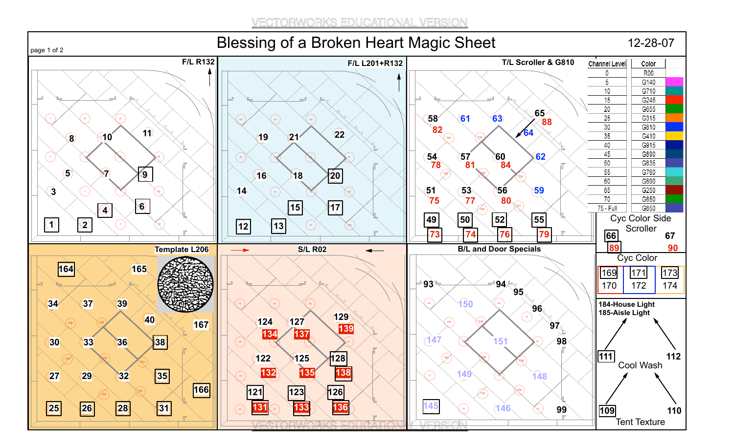VECTORWORKS EDUCATIONAL VERSION

# Blessing of a Broken Heart Magic Sheet

12-28-07

## F/L R132

8, 10, 11, 5, 7, 9, 3, 4, 6, 1, 2

## F/L L201+R132

19, 21, 22, 16, 18, 20, 14, 15, 17, 12, 13

## T/L Scroller & G810

58, 82, 61, 63, 65, 88, 64, 54, 78, 57, 81, 60, 84, 62, 51, 75, 53, 77, 56, 80, 59, 49, 73, 50, 74, 52, 76, 55, 79

| Channel Level | Color |
|---|---|
| 0 | R00 |
| 5 | G140 |
| 10 | G710 |
| 15 | G245 |
| 20 | G655 |
| 25 | G315 |
| 30 | G810 |
| 35 | G410 |
| 40 | G915 |
| 45 | G890 |
| 50 | G835 |
| 55 | G760 |
| 60 | G690 |
| 65 | G250 |
| 70 | G650 |
| 75 - Full | G850 |

Cyc Color Side Scroller

66, 89, 67, 90

## Template L206

164, 165, 34, 37, 39, 40, 167, 30, 33, 36, 38, 27, 29, 32, 35, 166, 25, 26, 28, 31

## S/L R02

124, 134, 127, 137, 129, 139, 122, 132, 125, 135, 128, 138, 121, 131, 123, 133, 126, 136

## B/L and Door Specials

93, 94, 95, 96, 97, 98, 150, 147, 151, 149, 148, 145, 146, 99

Cyc Color

169, 170, 171, 172, 173, 174

184-House Light
185-Aisle Light

111, 112
Cool Wash

109, 110
Tent Texture

VECTORWORKS EDUCATIONAL VERSION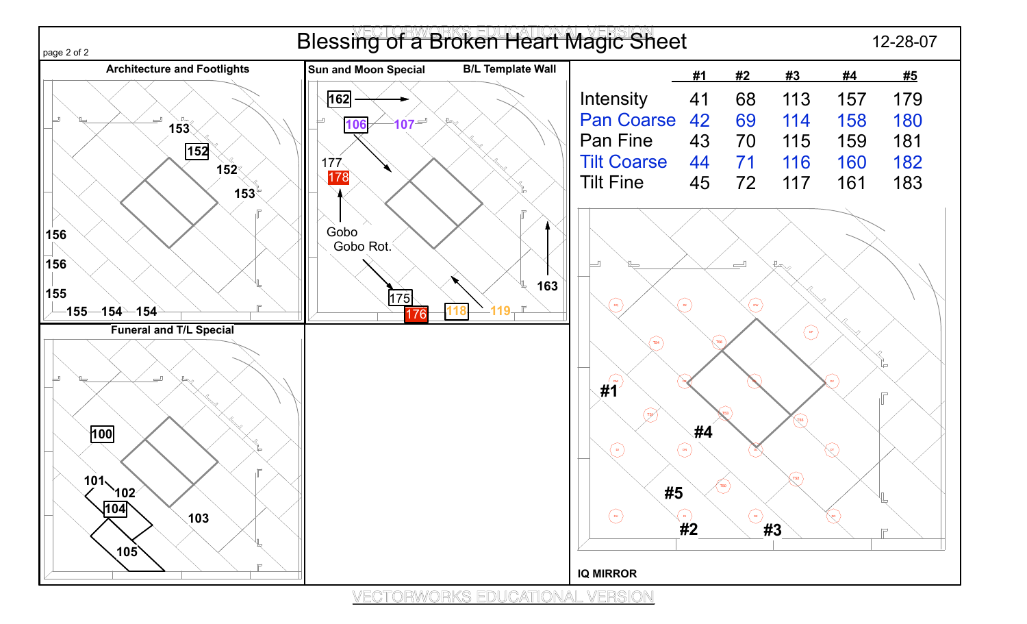# Blessing of a Broken Heart Magic Sheet

12-28-07

## Architecture and Footlights

153
152
152
153
156
156
155
155 154 154

## Sun and Moon Special

## B/L Template Wall

162
106 107
177
178
Gobo
Gobo Rot.
163
175
176
118 119

## Funeral and T/L Special

100
101 102
104
103
105

| | #1 | #2 | #3 | #4 | #5 |
|---|---|---|---|---|---|
| Intensity | 41 | 68 | 113 | 157 | 179 |
| Pan Coarse | 42 | 69 | 114 | 158 | 180 |
| Pan Fine | 43 | 70 | 115 | 159 | 181 |
| Tilt Coarse | 44 | 71 | 116 | 160 | 182 |
| Tilt Fine | 45 | 72 | 117 | 161 | 183 |

#1
#4
#5
#2
#3

IQ MIRROR

VECTORWORKS EDUCATIONAL VERSION